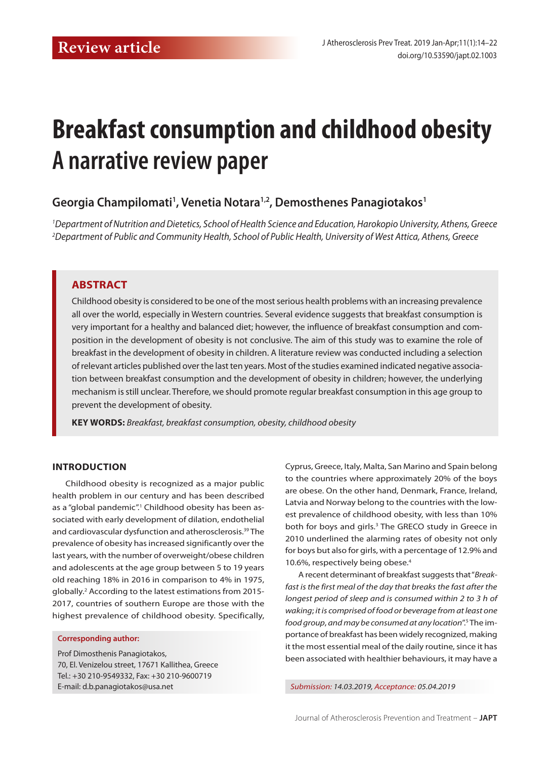Review article

# Breakfast consumption and childhood obesity
# A narrative review paper

**Georgia Champilomati[1], Venetia Notara[1,2], Demosthenes Panagiotakos[1]**

*[1]Department of Nutrition and Dietetics, School of Health Science and Education, Harokopio University, Athens, Greece*
*[2]Department of Public and Community Health, School of Public Health, University of West Attica, Athens, Greece*

## ABSTRACT

Childhood obesity is considered to be one of the most serious health problems with an increasing prevalence all over the world, especially in Western countries. Several evidence suggests that breakfast consumption is very important for a healthy and balanced diet; however, the influence of breakfast consumption and composition in the development of obesity is not conclusive. The aim of this study was to examine the role of breakfast in the development of obesity in children. A literature review was conducted including a selection of relevant articles published over the last ten years. Most of the studies examined indicated negative association between breakfast consumption and the development of obesity in children; however, the underlying mechanism is still unclear. Therefore, we should promote regular breakfast consumption in this age group to prevent the development of obesity.

**KEY WORDS:** *Breakfast, breakfast consumption, obesity, childhood obesity*

## INTRODUCTION

Childhood obesity is recognized as a major public health problem in our century and has been described as a "global pandemic".[1] Childhood obesity has been associated with early development of dilation, endothelial and cardiovascular dysfunction and atherosclerosis.[39] The prevalence of obesity has increased significantly over the last years, with the number of overweight/obese children and adolescents at the age group between 5 to 19 years old reaching 18% in 2016 in comparison to 4% in 1975, globally.[2] According to the latest estimations from 2015-2017, countries of southern Europe are those with the highest prevalence of childhood obesity. Specifically, Cyprus, Greece, Italy, Malta, San Marino and Spain belong to the countries where approximately 20% of the boys are obese. On the other hand, Denmark, France, Ireland, Latvia and Norway belong to the countries with the lowest prevalence of childhood obesity, with less than 10% both for boys and girls.[3] The GRECO study in Greece in 2010 underlined the alarming rates of obesity not only for boys but also for girls, with a percentage of 12.9% and 10.6%, respectively being obese.[4]

A recent determinant of breakfast suggests that "*Breakfast is the first meal of the day that breaks the fast after the longest period of sleep and is consumed within 2 to 3 h of waking; it is comprised of food or beverage from at least one food group, and may be consumed at any location*".[5] The importance of breakfast has been widely recognized, making it the most essential meal of the daily routine, since it has been associated with healthier behaviours, it may have a

**Corresponding author:**

Prof Dimosthenis Panagiotakos,
70, El. Venizelou street, 17671 Kallithea, Greece
Tel.: +30 210-9549332, Fax: +30 210-9600719
E-mail: d.b.panagiotakos@usa.net

*Submission: 14.03.2019, Acceptance: 05.04.2019*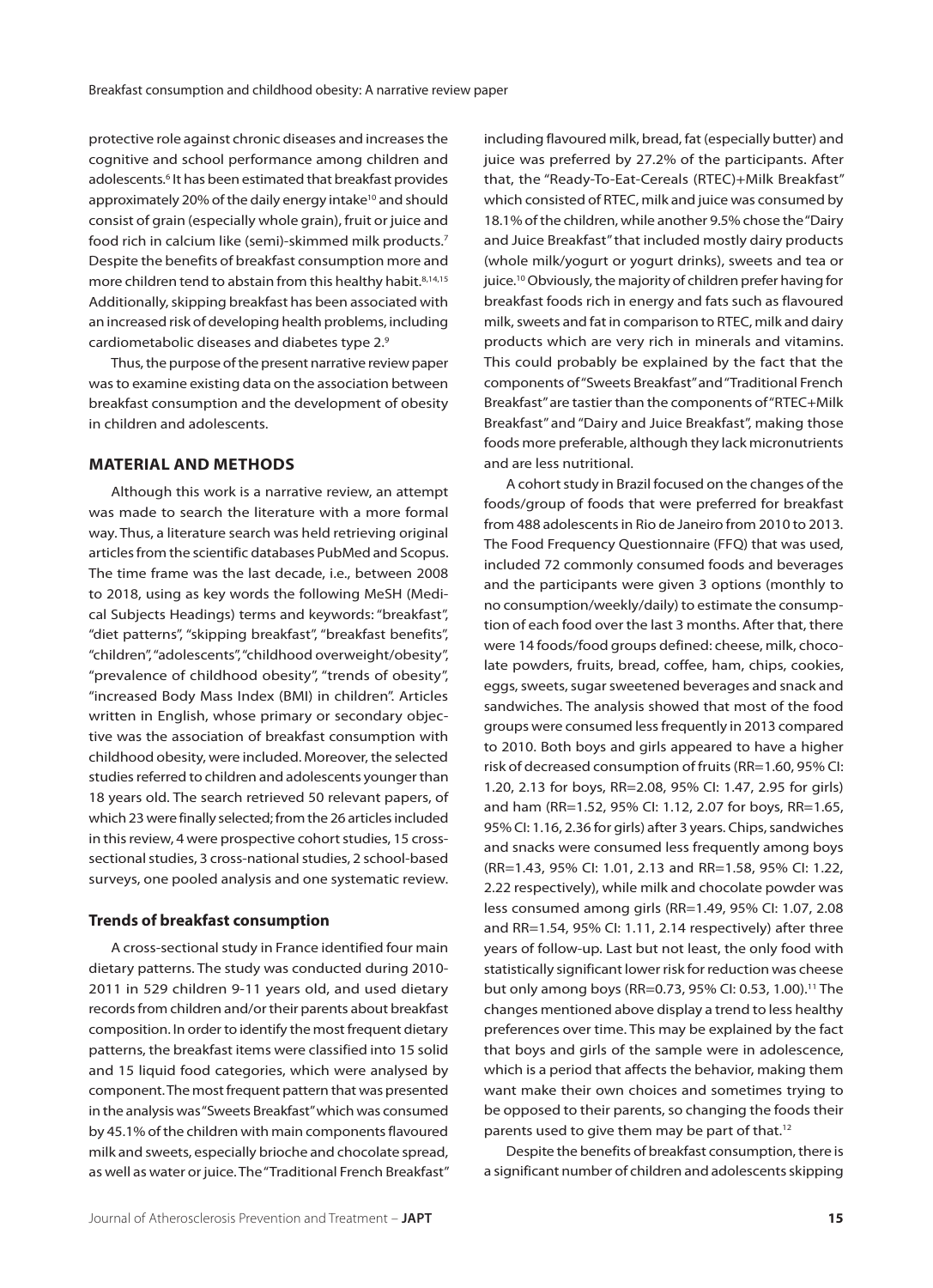protective role against chronic diseases and increases the cognitive and school performance among children and adolescents.[6] It has been estimated that breakfast provides approximately 20% of the daily energy intake[10] and should consist of grain (especially whole grain), fruit or juice and food rich in calcium like (semi)-skimmed milk products.[7] Despite the benefits of breakfast consumption more and more children tend to abstain from this healthy habit.[8,14,15] Additionally, skipping breakfast has been associated with an increased risk of developing health problems, including cardiometabolic diseases and diabetes type 2.[9]

Thus, the purpose of the present narrative review paper was to examine existing data on the association between breakfast consumption and the development of obesity in children and adolescents.

## MATERIAL AND METHODS

Although this work is a narrative review, an attempt was made to search the literature with a more formal way. Thus, a literature search was held retrieving original articles from the scientific databases PubMed and Scopus. The time frame was the last decade, i.e., between 2008 to 2018, using as key words the following MeSH (Medical Subjects Headings) terms and keywords: "breakfast", "diet patterns", "skipping breakfast", "breakfast benefits", "children", "adolescents", "childhood overweight/obesity", "prevalence of childhood obesity", "trends of obesity", "increased Body Mass Index (BMI) in children". Articles written in English, whose primary or secondary objective was the association of breakfast consumption with childhood obesity, were included. Moreover, the selected studies referred to children and adolescents younger than 18 years old. The search retrieved 50 relevant papers, of which 23 were finally selected; from the 26 articles included in this review, 4 were prospective cohort studies, 15 cross-sectional studies, 3 cross-national studies, 2 school-based surveys, one pooled analysis and one systematic review.

### Trends of breakfast consumption

A cross-sectional study in France identified four main dietary patterns. The study was conducted during 2010-2011 in 529 children 9-11 years old, and used dietary records from children and/or their parents about breakfast composition. In order to identify the most frequent dietary patterns, the breakfast items were classified into 15 solid and 15 liquid food categories, which were analysed by component. The most frequent pattern that was presented in the analysis was "Sweets Breakfast" which was consumed by 45.1% of the children with main components flavoured milk and sweets, especially brioche and chocolate spread, as well as water or juice. The "Traditional French Breakfast" including flavoured milk, bread, fat (especially butter) and juice was preferred by 27.2% of the participants. After that, the "Ready-To-Eat-Cereals (RTEC)+Milk Breakfast" which consisted of RTEC, milk and juice was consumed by 18.1% of the children, while another 9.5% chose the "Dairy and Juice Breakfast" that included mostly dairy products (whole milk/yogurt or yogurt drinks), sweets and tea or juice.[10] Obviously, the majority of children prefer having for breakfast foods rich in energy and fats such as flavoured milk, sweets and fat in comparison to RTEC, milk and dairy products which are very rich in minerals and vitamins. This could probably be explained by the fact that the components of "Sweets Breakfast" and "Traditional French Breakfast" are tastier than the components of "RTEC+Milk Breakfast" and "Dairy and Juice Breakfast", making those foods more preferable, although they lack micronutrients and are less nutritional.

A cohort study in Brazil focused on the changes of the foods/group of foods that were preferred for breakfast from 488 adolescents in Rio de Janeiro from 2010 to 2013. The Food Frequency Questionnaire (FFQ) that was used, included 72 commonly consumed foods and beverages and the participants were given 3 options (monthly to no consumption/weekly/daily) to estimate the consumption of each food over the last 3 months. After that, there were 14 foods/food groups defined: cheese, milk, chocolate powders, fruits, bread, coffee, ham, chips, cookies, eggs, sweets, sugar sweetened beverages and snack and sandwiches. The analysis showed that most of the food groups were consumed less frequently in 2013 compared to 2010. Both boys and girls appeared to have a higher risk of decreased consumption of fruits (RR=1.60, 95% CI: 1.20, 2.13 for boys, RR=2.08, 95% CI: 1.47, 2.95 for girls) and ham (RR=1.52, 95% CI: 1.12, 2.07 for boys, RR=1.65, 95% CI: 1.16, 2.36 for girls) after 3 years. Chips, sandwiches and snacks were consumed less frequently among boys (RR=1.43, 95% CI: 1.01, 2.13 and RR=1.58, 95% CI: 1.22, 2.22 respectively), while milk and chocolate powder was less consumed among girls (RR=1.49, 95% CI: 1.07, 2.08 and RR=1.54, 95% CI: 1.11, 2.14 respectively) after three years of follow-up. Last but not least, the only food with statistically significant lower risk for reduction was cheese but only among boys (RR=0.73, 95% CI: 0.53, 1.00).[11] The changes mentioned above display a trend to less healthy preferences over time. This may be explained by the fact that boys and girls of the sample were in adolescence, which is a period that affects the behavior, making them want make their own choices and sometimes trying to be opposed to their parents, so changing the foods their parents used to give them may be part of that.[12]

Despite the benefits of breakfast consumption, there is a significant number of children and adolescents skipping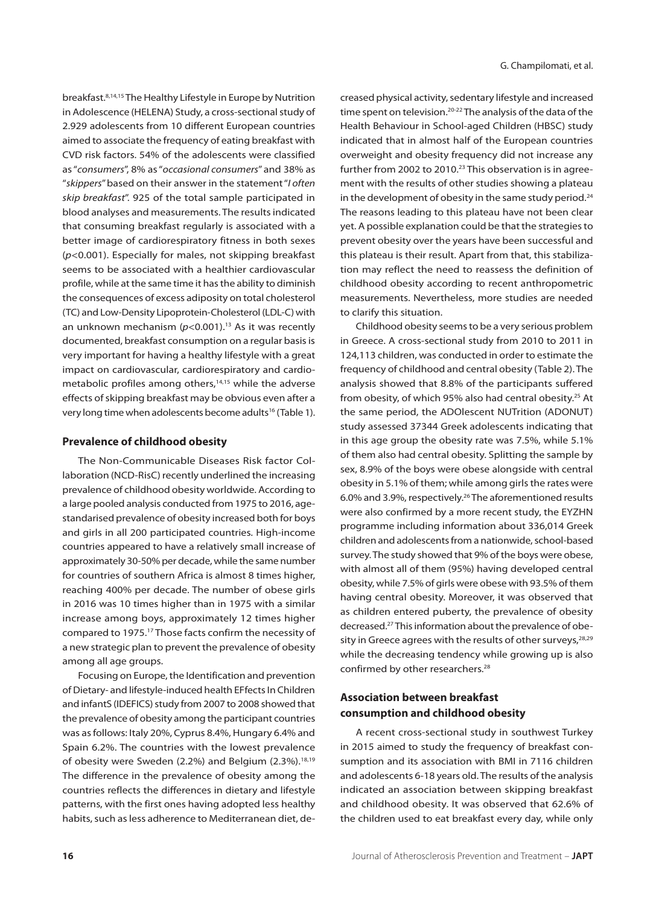breakfast.[8,14,15] The Healthy Lifestyle in Europe by Nutrition in Adolescence (HELENA) Study, a cross-sectional study of 2.929 adolescents from 10 different European countries aimed to associate the frequency of eating breakfast with CVD risk factors. 54% of the adolescents were classified as "*consumers*", 8% as "*occasional consumers*" and 38% as "*skippers*" based on their answer in the statement "*I often skip breakfast*". 925 of the total sample participated in blood analyses and measurements. The results indicated that consuming breakfast regularly is associated with a better image of cardiorespiratory fitness in both sexes ($p$<0.001). Especially for males, not skipping breakfast seems to be associated with a healthier cardiovascular profile, while at the same time it has the ability to diminish the consequences of excess adiposity on total cholesterol (TC) and Low-Density Lipoprotein-Cholesterol (LDL-C) with an unknown mechanism ($p$<0.001).[13] As it was recently documented, breakfast consumption on a regular basis is very important for having a healthy lifestyle with a great impact on cardiovascular, cardiorespiratory and cardiometabolic profiles among others,[14,15] while the adverse effects of skipping breakfast may be obvious even after a very long time when adolescents become adults[16] (Table 1).

### Prevalence of childhood obesity

The Non-Communicable Diseases Risk factor Collaboration (NCD-RisC) recently underlined the increasing prevalence of childhood obesity worldwide. According to a large pooled analysis conducted from 1975 to 2016, age-standarised prevalence of obesity increased both for boys and girls in all 200 participated countries. High-income countries appeared to have a relatively small increase of approximately 30-50% per decade, while the same number for countries of southern Africa is almost 8 times higher, reaching 400% per decade. The number of obese girls in 2016 was 10 times higher than in 1975 with a similar increase among boys, approximately 12 times higher compared to 1975.[17] Those facts confirm the necessity of a new strategic plan to prevent the prevalence of obesity among all age groups.

Focusing on Europe, the Identification and prevention of Dietary- and lifestyle-induced health EFfects In Children and infantS (IDEFICS) study from 2007 to 2008 showed that the prevalence of obesity among the participant countries was as follows: Italy 20%, Cyprus 8.4%, Hungary 6.4% and Spain 6.2%. The countries with the lowest prevalence of obesity were Sweden (2.2%) and Belgium (2.3%).[18,19] The difference in the prevalence of obesity among the countries reflects the differences in dietary and lifestyle patterns, with the first ones having adopted less healthy habits, such as less adherence to Mediterranean diet, decreased physical activity, sedentary lifestyle and increased time spent on television.[20-22] The analysis of the data of the Health Behaviour in School-aged Children (HBSC) study indicated that in almost half of the European countries overweight and obesity frequency did not increase any further from 2002 to 2010.[23] This observation is in agreement with the results of other studies showing a plateau in the development of obesity in the same study period.[24] The reasons leading to this plateau have not been clear yet. A possible explanation could be that the strategies to prevent obesity over the years have been successful and this plateau is their result. Apart from that, this stabilization may reflect the need to reassess the definition of childhood obesity according to recent anthropometric measurements. Nevertheless, more studies are needed to clarify this situation.

Childhood obesity seems to be a very serious problem in Greece. A cross-sectional study from 2010 to 2011 in 124,113 children, was conducted in order to estimate the frequency of childhood and central obesity (Table 2). The analysis showed that 8.8% of the participants suffered from obesity, of which 95% also had central obesity.[25] At the same period, the ADOlescent NUTrition (ADONUT) study assessed 37344 Greek adolescents indicating that in this age group the obesity rate was 7.5%, while 5.1% of them also had central obesity. Splitting the sample by sex, 8.9% of the boys were obese alongside with central obesity in 5.1% of them; while among girls the rates were 6.0% and 3.9%, respectively.[26] The aforementioned results were also confirmed by a more recent study, the EYZHN programme including information about 336,014 Greek children and adolescents from a nationwide, school-based survey. The study showed that 9% of the boys were obese, with almost all of them (95%) having developed central obesity, while 7.5% of girls were obese with 93.5% of them having central obesity. Moreover, it was observed that as children entered puberty, the prevalence of obesity decreased.[27] This information about the prevalence of obesity in Greece agrees with the results of other surveys,[28,29] while the decreasing tendency while growing up is also confirmed by other researchers.[28]

### Association between breakfast consumption and childhood obesity

A recent cross-sectional study in southwest Turkey in 2015 aimed to study the frequency of breakfast consumption and its association with BMI in 7116 children and adolescents 6-18 years old. The results of the analysis indicated an association between skipping breakfast and childhood obesity. It was observed that 62.6% of the children used to eat breakfast every day, while only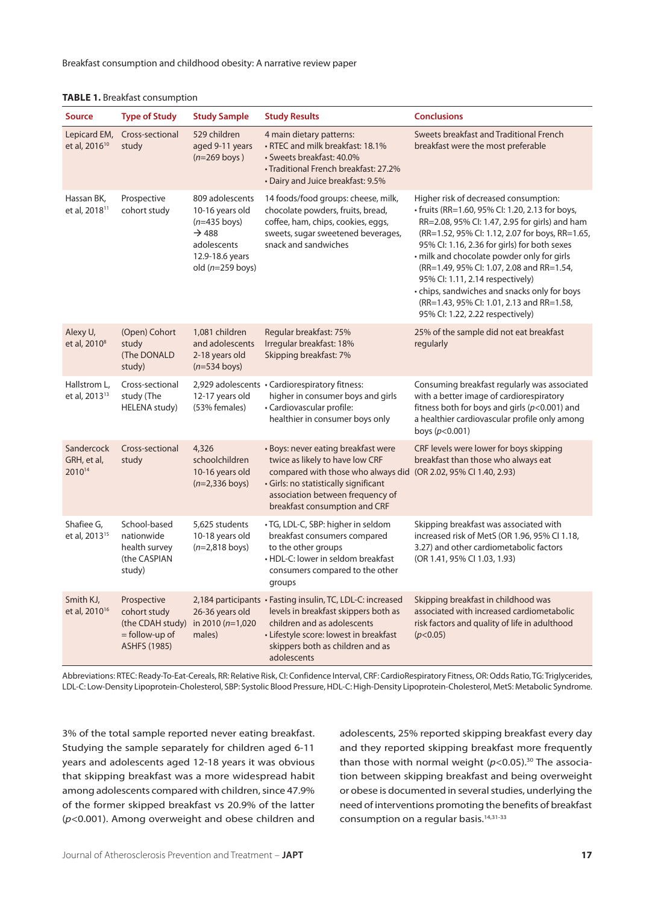**TABLE 1.** Breakfast consumption

| Source | Type of Study | Study Sample | Study Results | Conclusions |
|---|---|---|---|---|
| Lepicard EM, et al, 2016[10] | Cross-sectional study | 529 children aged 9-11 years (*n*=269 boys ) | 4 main dietary patterns: • RTEC and milk breakfast: 18.1% • Sweets breakfast: 40.0% • Traditional French breakfast: 27.2% • Dairy and Juice breakfast: 9.5% | Sweets breakfast and Traditional French breakfast were the most preferable |
| Hassan BK, et al, 2018[11] | Prospective cohort study | 809 adolescents 10-16 years old (*n*=435 boys) → 488 adolescents 12.9-18.6 years old (*n*=259 boys) | 14 foods/food groups: cheese, milk, chocolate powders, fruits, bread, coffee, ham, chips, cookies, eggs, sweets, sugar sweetened beverages, snack and sandwiches | Higher risk of decreased consumption: • fruits (RR=1.60, 95% CI: 1.20, 2.13 for boys, RR=2.08, 95% CI: 1.47, 2.95 for girls) and ham (RR=1.52, 95% CI: 1.12, 2.07 for boys, RR=1.65, 95% CI: 1.16, 2.36 for girls) for both sexes • milk and chocolate powder only for girls (RR=1.49, 95% CI: 1.07, 2.08 and RR=1.54, 95% CI: 1.11, 2.14 respectively) • chips, sandwiches and snacks only for boys (RR=1.43, 95% CI: 1.01, 2.13 and RR=1.58, 95% CI: 1.22, 2.22 respectively) |
| Alexy U, et al, 2010[8] | (Open) Cohort study (The DONALD study) | 1,081 children and adolescents 2-18 years old (*n*=534 boys) | Regular breakfast: 75% Irregular breakfast: 18% Skipping breakfast: 7% | 25% of the sample did not eat breakfast regularly |
| Hallstrom L, et al, 2013[13] | Cross-sectional study (The HELENA study) | 2,929 adolescents 12-17 years old (53% females) | • Cardiorespiratory fitness: higher in consumer boys and girls • Cardiovascular profile: healthier in consumer boys only | Consuming breakfast regularly was associated with a better image of cardiorespiratory fitness both for boys and girls ($p$<0.001) and a healthier cardiovascular profile only among boys ($p$<0.001) |
| Sandercock GRH, et al, 2010[14] | Cross-sectional study | 4,326 schoolchildren 10-16 years old (*n*=2,336 boys) | • Boys: never eating breakfast were twice as likely to have low CRF compared with those who always did • Girls: no statistically significant association between frequency of breakfast consumption and CRF | CRF levels were lower for boys skipping breakfast than those who always eat (OR 2.02, 95% CI 1.40, 2.93) |
| Shafiee G, et al, 2013[15] | School-based nationwide health survey (the CASPIAN study) | 5,625 students 10-18 years old (*n*=2,818 boys) | • TG, LDL-C, SBP: higher in seldom breakfast consumers compared to the other groups • HDL-C: lower in seldom breakfast consumers compared to the other groups | Skipping breakfast was associated with increased risk of MetS (OR 1.96, 95% CI 1.18, 3.27) and other cardiometabolic factors (OR 1.41, 95% CI 1.03, 1.93) |
| Smith KJ, et al, 2010[16] | Prospective cohort study (the CDAH study) = follow-up of ASHFS (1985) | 2,184 participants 26-36 years old in 2010 (*n*=1,020 males) | • Fasting insulin, TC, LDL-C: increased levels in breakfast skippers both as children and as adolescents • Lifestyle score: lowest in breakfast skippers both as children and as adolescents | Skipping breakfast in childhood was associated with increased cardiometabolic risk factors and quality of life in adulthood ($p$<0.05) |

Abbreviations: RTEC: Ready-To-Eat-Cereals, RR: Relative Risk, CI: Confidence Interval, CRF: CardioRespiratory Fitness, OR: Odds Ratio, TG: Triglycerides, LDL-C: Low-Density Lipoprotein-Cholesterol, SBP: Systolic Blood Pressure, HDL-C: High-Density Lipoprotein-Cholesterol, MetS: Metabolic Syndrome.

3% of the total sample reported never eating breakfast. Studying the sample separately for children aged 6-11 years and adolescents aged 12-18 years it was obvious that skipping breakfast was a more widespread habit among adolescents compared with children, since 47.9% of the former skipped breakfast vs 20.9% of the latter ($p$<0.001). Among overweight and obese children and adolescents, 25% reported skipping breakfast every day and they reported skipping breakfast more frequently than those with normal weight ($p$<0.05).[30] The association between skipping breakfast and being overweight or obese is documented in several studies, underlying the need of interventions promoting the benefits of breakfast consumption on a regular basis.[14,31-33]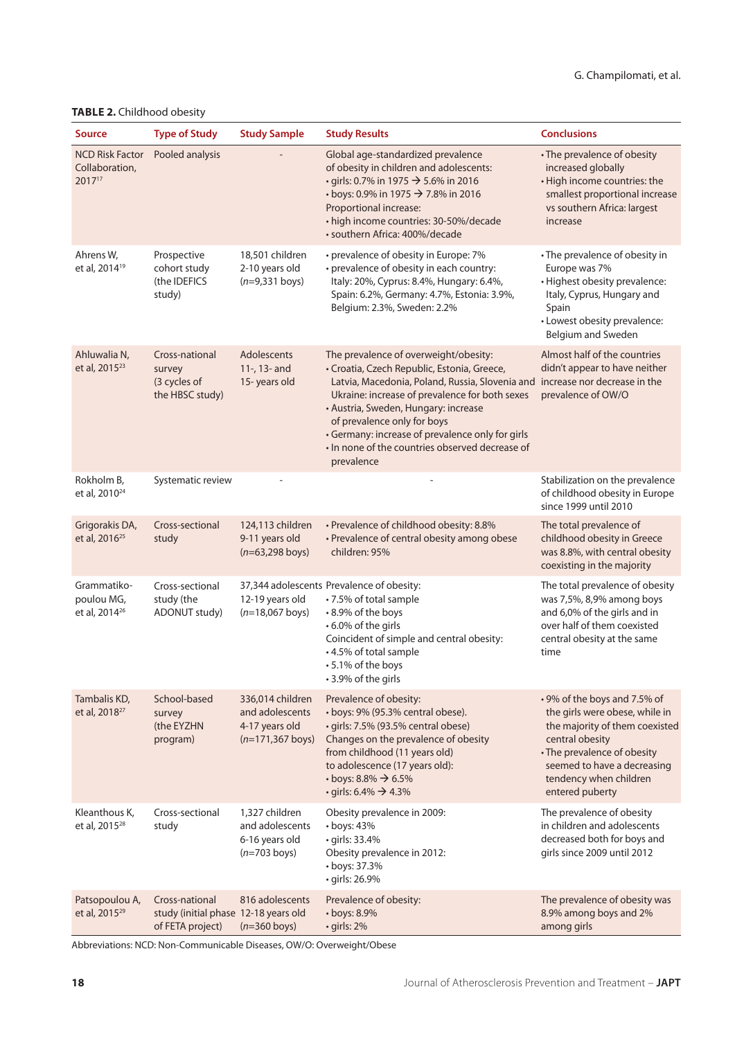**TABLE 2.** Childhood obesity

| Source | Type of Study | Study Sample | Study Results | Conclusions |
|---|---|---|---|---|
| NCD Risk Factor Collaboration, 2017[17] | Pooled analysis | - | Global age-standardized prevalence of obesity in children and adolescents:<br>• girls: 0.7% in 1975 → 5.6% in 2016<br>• boys: 0.9% in 1975 → 7.8% in 2016<br>Proportional increase:<br>• high income countries: 30-50%/decade<br>• southern Africa: 400%/decade | • The prevalence of obesity increased globally<br>• High income countries: the smallest proportional increase vs southern Africa: largest increase |
| Ahrens W, et al, 2014[19] | Prospective cohort study (the IDEFICS study) | 18,501 children 2-10 years old (*n*=9,331 boys) | • prevalence of obesity in Europe: 7%<br>• prevalence of obesity in each country: Italy: 20%, Cyprus: 8.4%, Hungary: 6.4%, Spain: 6.2%, Germany: 4.7%, Estonia: 3.9%, Belgium: 2.3%, Sweden: 2.2% | • The prevalence of obesity in Europe was 7%<br>• Highest obesity prevalence: Italy, Cyprus, Hungary and Spain<br>• Lowest obesity prevalence: Belgium and Sweden |
| Ahluwalia N, et al, 2015[23] | Cross-national survey (3 cycles of the HBSC study) | Adolescents 11-, 13- and 15- years old | The prevalence of overweight/obesity:<br>• Croatia, Czech Republic, Estonia, Greece, Latvia, Macedonia, Poland, Russia, Slovenia and Ukraine: increase of prevalence for both sexes<br>• Austria, Sweden, Hungary: increase of prevalence only for boys<br>• Germany: increase of prevalence only for girls<br>• In none of the countries observed decrease of prevalence | Almost half of the countries didn't appear to have neither increase nor decrease in the prevalence of OW/O |
| Rokholm B, et al, 2010[24] | Systematic review | - | - | Stabilization on the prevalence of childhood obesity in Europe since 1999 until 2010 |
| Grigorakis DA, et al, 2016[25] | Cross-sectional study | 124,113 children 9-11 years old (*n*=63,298 boys) | • Prevalence of childhood obesity: 8.8%<br>• Prevalence of central obesity among obese children: 95% | The total prevalence of childhood obesity in Greece was 8.8%, with central obesity coexisting in the majority |
| Grammatiko­poulou MG, et al, 2014[26] | Cross-sectional study (the ADONUT study) | 37,344 adolescents 12-19 years old (*n*=18,067 boys) | Prevalence of obesity:<br>• 7.5% of total sample<br>• 8.9% of the boys<br>• 6.0% of the girls<br>Coincident of simple and central obesity:<br>• 4.5% of total sample<br>• 5.1% of the boys<br>• 3.9% of the girls | The total prevalence of obesity was 7,5%, 8,9% among boys and 6,0% of the girls and in over half of them coexisted central obesity at the same time |
| Tambalis KD, et al, 2018[27] | School-based survey (the EYZHN program) | 336,014 children and adolescents 4-17 years old (*n*=171,367 boys) | Prevalence of obesity:<br>• boys: 9% (95.3% central obese).<br>• girls: 7.5% (93.5% central obese)<br>Changes on the prevalence of obesity from childhood (11 years old) to adolescence (17 years old):<br>• boys: 8.8% → 6.5%<br>• girls: 6.4% → 4.3% | • 9% of the boys and 7.5% of the girls were obese, while in the majority of them coexisted central obesity<br>• The prevalence of obesity seemed to have a decreasing tendency when children entered puberty |
| Kleanthous K, et al, 2015[28] | Cross-sectional study | 1,327 children and adolescents 6-16 years old (*n*=703 boys) | Obesity prevalence in 2009:<br>• boys: 43%<br>• girls: 33.4%<br>Obesity prevalence in 2012:<br>• boys: 37.3%<br>• girls: 26.9% | The prevalence of obesity in children and adolescents decreased both for boys and girls since 2009 until 2012 |
| Patsopoulou A, et al, 2015[29] | Cross-national study (initial phase of FETA project) | 816 adolescents 12-18 years old (*n*=360 boys) | Prevalence of obesity:<br>• boys: 8.9%<br>• girls: 2% | The prevalence of obesity was 8.9% among boys and 2% among girls |

Abbreviations: NCD: Non-Communicable Diseases, OW/O: Overweight/Obese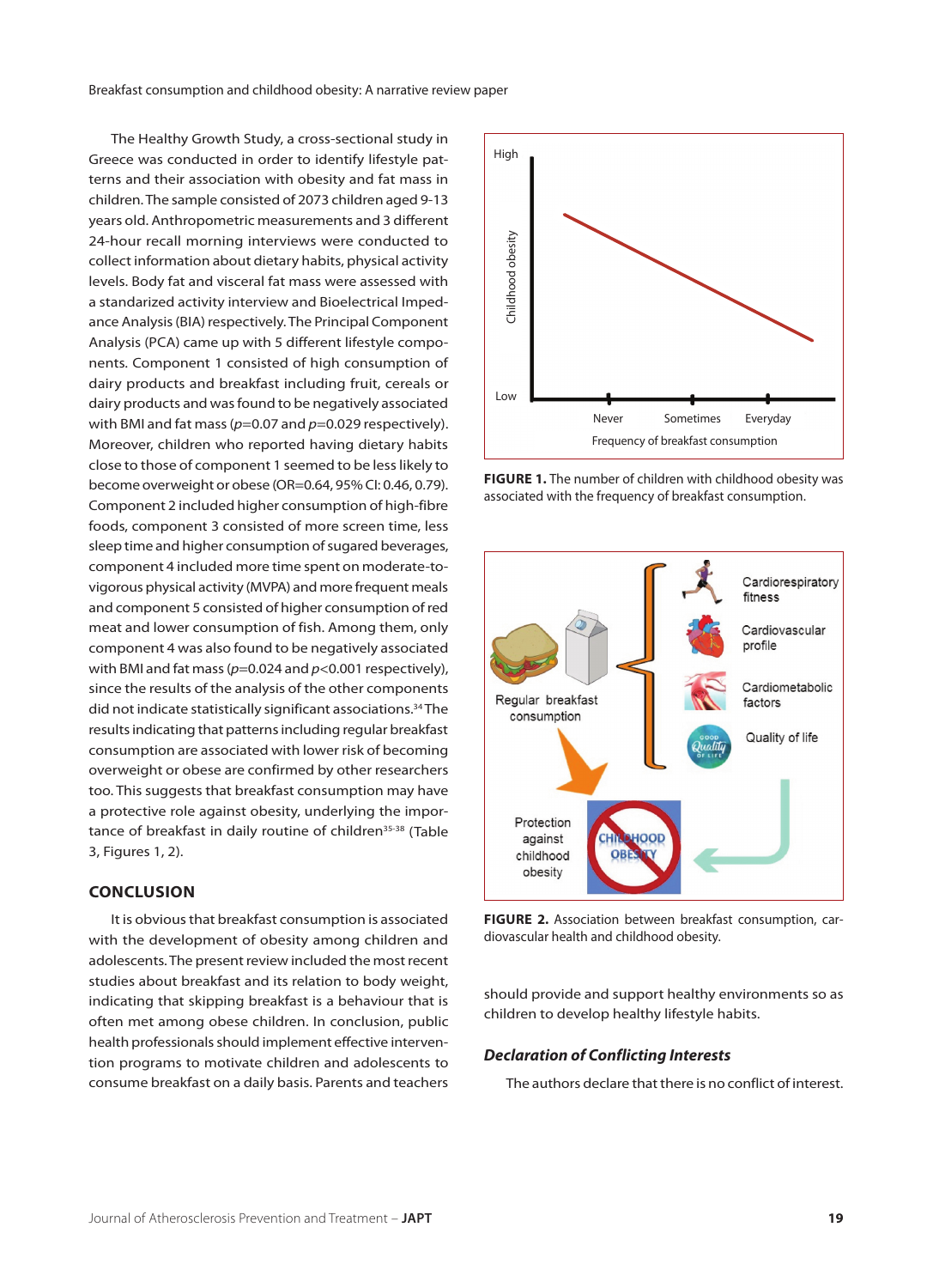The Healthy Growth Study, a cross-sectional study in Greece was conducted in order to identify lifestyle patterns and their association with obesity and fat mass in children. The sample consisted of 2073 children aged 9-13 years old. Anthropometric measurements and 3 different 24-hour recall morning interviews were conducted to collect information about dietary habits, physical activity levels. Body fat and visceral fat mass were assessed with a standarized activity interview and Bioelectrical Impedance Analysis (BIA) respectively. The Principal Component Analysis (PCA) came up with 5 different lifestyle components. Component 1 consisted of high consumption of dairy products and breakfast including fruit, cereals or dairy products and was found to be negatively associated with BMI and fat mass ($p$=0.07 and $p$=0.029 respectively). Moreover, children who reported having dietary habits close to those of component 1 seemed to be less likely to become overweight or obese (OR=0.64, 95% CI: 0.46, 0.79). Component 2 included higher consumption of high-fibre foods, component 3 consisted of more screen time, less sleep time and higher consumption of sugared beverages, component 4 included more time spent on moderate-to-vigorous physical activity (MVPA) and more frequent meals and component 5 consisted of higher consumption of red meat and lower consumption of fish. Among them, only component 4 was also found to be negatively associated with BMI and fat mass ($p$=0.024 and $p$<0.001 respectively), since the results of the analysis of the other components did not indicate statistically significant associations.[34] The results indicating that patterns including regular breakfast consumption are associated with lower risk of becoming overweight or obese are confirmed by other researchers too. This suggests that breakfast consumption may have a protective role against obesity, underlying the importance of breakfast in daily routine of children[35-38] (Table 3, Figures 1, 2).

**FIGURE 1.** The number of children with childhood obesity was associated with the frequency of breakfast consumption.

**FIGURE 2.** Association between breakfast consumption, cardiovascular health and childhood obesity.

## CONCLUSION

It is obvious that breakfast consumption is associated with the development of obesity among children and adolescents. The present review included the most recent studies about breakfast and its relation to body weight, indicating that skipping breakfast is a behaviour that is often met among obese children. In conclusion, public health professionals should implement effective intervention programs to motivate children and adolescents to consume breakfast on a daily basis. Parents and teachers should provide and support healthy environments so as children to develop healthy lifestyle habits.

### *Declaration of Conflicting Interests*

The authors declare that there is no conflict of interest.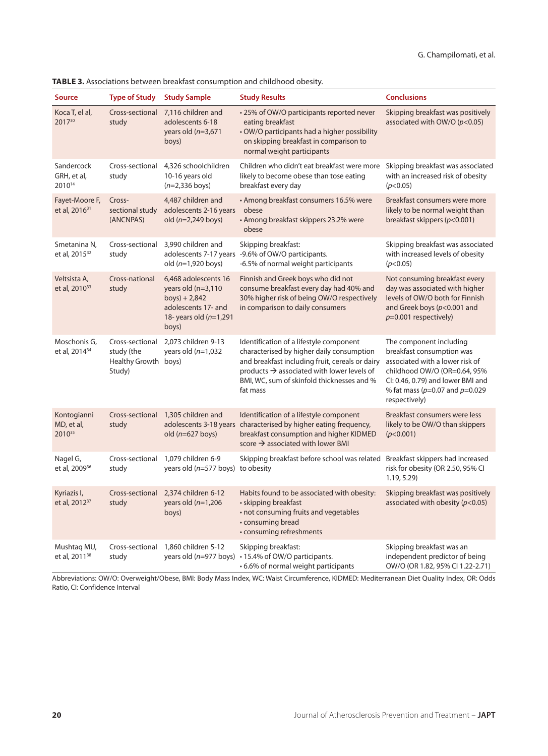**TABLE 3.** Associations between breakfast consumption and childhood obesity.

| Source | Type of Study | Study Sample | Study Results | Conclusions |
|---|---|---|---|---|
| Koca T, el al, 2017[30] | Cross-sectional study | 7,116 children and adolescents 6-18 years old (*n*=3,671 boys) | • 25% of OW/O participants reported never eating breakfast<br>• OW/O participants had a higher possibility on skipping breakfast in comparison to normal weight participants | Skipping breakfast was positively associated with OW/O ($p<0.05$) |
| Sandercock GRH, et al, 2010[14] | Cross-sectional study | 4,326 schoolchildren 10-16 years old (*n*=2,336 boys) | Children who didn't eat breakfast were more likely to become obese than tose eating breakfast every day | Skipping breakfast was associated with an increased risk of obesity ($p<0.05$) |
| Fayet-Moore F, et al, 2016[31] | Cross-sectional study (ANCNPAS) | 4,487 children and adolescents 2-16 years old (*n*=2,249 boys) | • Among breakfast consumers 16.5% were obese<br>• Among breakfast skippers 23.2% were obese | Breakfast consumers were more likely to be normal weight than breakfast skippers ($p<0.001$) |
| Smetanina N, et al, 2015[32] | Cross-sectional study | 3,990 children and adolescents 7-17 years old (*n*=1,920 boys) | Skipping breakfast:<br>-9.6% of OW/O participants.<br>-6.5% of normal weight participants | Skipping breakfast was associated with increased levels of obesity ($p<0.05$) |
| Veltsista A, et al, 2010[33] | Cross-national study | 6,468 adolescents 16 years old (n=3,110 boys) + 2,842 adolescents 17- and 18- years old (*n*=1,291 boys) | Finnish and Greek boys who did not consume breakfast every day had 40% and 30% higher risk of being OW/O respectively in comparison to daily consumers | Not consuming breakfast every day was associated with higher levels of OW/O both for Finnish and Greek boys ($p<0.001$ and $p=0.001$ respectively) |
| Moschonis G, et al, 2014[34] | Cross-sectional study (the Healthy Growth Study) | 2,073 children 9-13 years old (*n*=1,032 boys) | Identification of a lifestyle component characterised by higher daily consumption and breakfast including fruit, cereals or dairy products → associated with lower levels of BMI, WC, sum of skinfold thicknesses and % fat mass | The component including breakfast consumption was associated with a lower risk of childhood OW/O (OR=0.64, 95% CI: 0.46, 0.79) and lower BMI and % fat mass ($p=0.07$ and $p=0.029$ respectively) |
| Kontogianni MD, et al, 2010[35] | Cross-sectional study | 1,305 children and adolescents 3-18 years old (*n*=627 boys) | Identification of a lifestyle component characterised by higher eating frequency, breakfast consumption and higher KIDMED score → associated with lower BMI | Breakfast consumers were less likely to be OW/O than skippers ($p<0.001$) |
| Nagel G, et al, 2009[36] | Cross-sectional study | 1,079 children 6-9 years old (*n*=577 boys) | Skipping breakfast before school was related to obesity | Breakfast skippers had increased risk for obesity (OR 2.50, 95% CI 1.19, 5.29) |
| Kyriazis I, et al, 2012[37] | Cross-sectional study | 2,374 children 6-12 years old (*n*=1,206 boys) | Habits found to be associated with obesity:<br>• skipping breakfast<br>• not consuming fruits and vegetables<br>• consuming bread<br>• consuming refreshments | Skipping breakfast was positively associated with obesity ($p<0.05$) |
| Mushtaq MU, et al, 2011[38] | Cross-sectional study | 1,860 children 5-12 years old (*n*=977 boys) | Skipping breakfast:<br>• 15.4% of OW/O participants.<br>• 6.6% of normal weight participants | Skipping breakfast was an independent predictor of being OW/O (OR 1.82, 95% CI 1.22-2.71) |

Abbreviations: OW/O: Overweight/Obese, BMI: Body Mass Index, WC: Waist Circumference, KIDMED: Mediterranean Diet Quality Index, OR: Odds Ratio, CI: Confidence Interval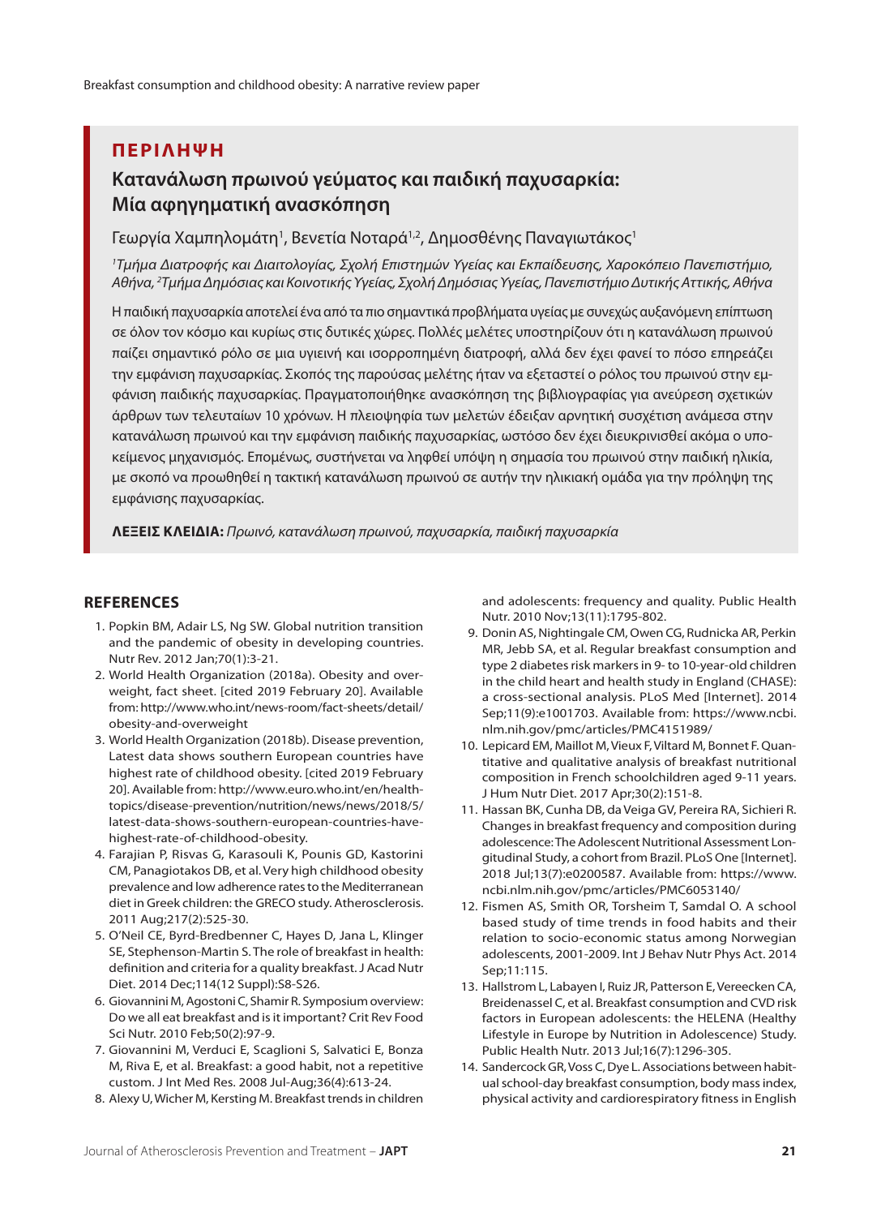## ΠΕΡΙΛΗΨΗ

### Κατανάλωση πρωινού γεύματος και παιδική παχυσαρκία: Μία αφηγηματική ανασκόπηση

Γεωργία Χαμπηλομάτη[1], Βενετία Νοταρά[1,2], Δημοσθένης Παναγιωτάκος[1]

*[1]Τμήμα Διατροφής και Διαιτολογίας, Σχολή Επιστημών Υγείας και Εκπαίδευσης, Χαροκόπειο Πανεπιστήμιο, Αθήνα, [2]Τμήμα Δημόσιας και Κοινοτικής Υγείας, Σχολή Δημόσιας Υγείας, Πανεπιστήμιο Δυτικής Αττικής, Αθήνα*

Η παιδική παχυσαρκία αποτελεί ένα από τα πιο σημαντικά προβλήματα υγείας με συνεχώς αυξανόμενη επίπτωση σε όλον τον κόσμο και κυρίως στις δυτικές χώρες. Πολλές μελέτες υποστηρίζουν ότι η κατανάλωση πρωινού παίζει σημαντικό ρόλο σε μια υγιεινή και ισορροπημένη διατροφή, αλλά δεν έχει φανεί το πόσο επηρεάζει την εμφάνιση παχυσαρκίας. Σκοπός της παρούσας μελέτης ήταν να εξεταστεί ο ρόλος του πρωινού στην εμφάνιση παιδικής παχυσαρκίας. Πραγματοποιήθηκε ανασκόπηση της βιβλιογραφίας για ανεύρεση σχετικών άρθρων των τελευταίων 10 χρόνων. Η πλειοψηφία των μελετών έδειξαν αρνητική συσχέτιση ανάμεσα στην κατανάλωση πρωινού και την εμφάνιση παιδικής παχυσαρκίας, ωστόσο δεν έχει διευκρινισθεί ακόμα ο υποκείμενος μηχανισμός. Επομένως, συστήνεται να ληφθεί υπόψη η σημασία του πρωινού στην παιδική ηλικία, με σκοπό να προωθηθεί η τακτική κατανάλωση πρωινού σε αυτήν την ηλικιακή ομάδα για την πρόληψη της εμφάνισης παχυσαρκίας.

**ΛΕΞΕΙΣ ΚΛΕΙΔΙΑ:** *Πρωινό, κατανάλωση πρωινού, παχυσαρκία, παιδική παχυσαρκία*

## REFERENCES

1. Popkin BM, Adair LS, Ng SW. Global nutrition transition and the pandemic of obesity in developing countries. Nutr Rev. 2012 Jan;70(1):3-21.
2. World Health Organization (2018a). Obesity and overweight, fact sheet. [cited 2019 February 20]. Available from: http://www.who.int/news-room/fact-sheets/detail/obesity-and-overweight
3. World Health Organization (2018b). Disease prevention, Latest data shows southern European countries have highest rate of childhood obesity. [cited 2019 February 20]. Available from: http://www.euro.who.int/en/health-topics/disease-prevention/nutrition/news/news/2018/5/latest-data-shows-southern-european-countries-have-highest-rate-of-childhood-obesity.
4. Farajian P, Risvas G, Karasouli K, Pounis GD, Kastorini CM, Panagiotakos DB, et al. Very high childhood obesity prevalence and low adherence rates to the Mediterranean diet in Greek children: the GRECO study. Atherosclerosis. 2011 Aug;217(2):525-30.
5. O'Neil CE, Byrd-Bredbenner C, Hayes D, Jana L, Klinger SE, Stephenson-Martin S. The role of breakfast in health: definition and criteria for a quality breakfast. J Acad Nutr Diet. 2014 Dec;114(12 Suppl):S8-S26.
6. Giovannini M, Agostoni C, Shamir R. Symposium overview: Do we all eat breakfast and is it important? Crit Rev Food Sci Nutr. 2010 Feb;50(2):97-9.
7. Giovannini M, Verduci E, Scaglioni S, Salvatici E, Bonza M, Riva E, et al. Breakfast: a good habit, not a repetitive custom. J Int Med Res. 2008 Jul-Aug;36(4):613-24.
8. Alexy U, Wicher M, Kersting M. Breakfast trends in children and adolescents: frequency and quality. Public Health Nutr. 2010 Nov;13(11):1795-802.
9. Donin AS, Nightingale CM, Owen CG, Rudnicka AR, Perkin MR, Jebb SA, et al. Regular breakfast consumption and type 2 diabetes risk markers in 9- to 10-year-old children in the child heart and health study in England (CHASE): a cross-sectional analysis. PLoS Med [Internet]. 2014 Sep;11(9):e1001703. Available from: https://www.ncbi.nlm.nih.gov/pmc/articles/PMC4151989/
10. Lepicard EM, Maillot M, Vieux F, Viltard M, Bonnet F. Quantitative and qualitative analysis of breakfast nutritional composition in French schoolchildren aged 9-11 years. J Hum Nutr Diet. 2017 Apr;30(2):151-8.
11. Hassan BK, Cunha DB, da Veiga GV, Pereira RA, Sichieri R. Changes in breakfast frequency and composition during adolescence: The Adolescent Nutritional Assessment Longitudinal Study, a cohort from Brazil. PLoS One [Internet]. 2018 Jul;13(7):e0200587. Available from: https://www.ncbi.nlm.nih.gov/pmc/articles/PMC6053140/
12. Fismen AS, Smith OR, Torsheim T, Samdal O. A school based study of time trends in food habits and their relation to socio-economic status among Norwegian adolescents, 2001-2009. Int J Behav Nutr Phys Act. 2014 Sep;11:115.
13. Hallstrom L, Labayen I, Ruiz JR, Patterson E, Vereecken CA, Breidenassel C, et al. Breakfast consumption and CVD risk factors in European adolescents: the HELENA (Healthy Lifestyle in Europe by Nutrition in Adolescence) Study. Public Health Nutr. 2013 Jul;16(7):1296-305.
14. Sandercock GR, Voss C, Dye L. Associations between habitual school-day breakfast consumption, body mass index, physical activity and cardiorespiratory fitness in English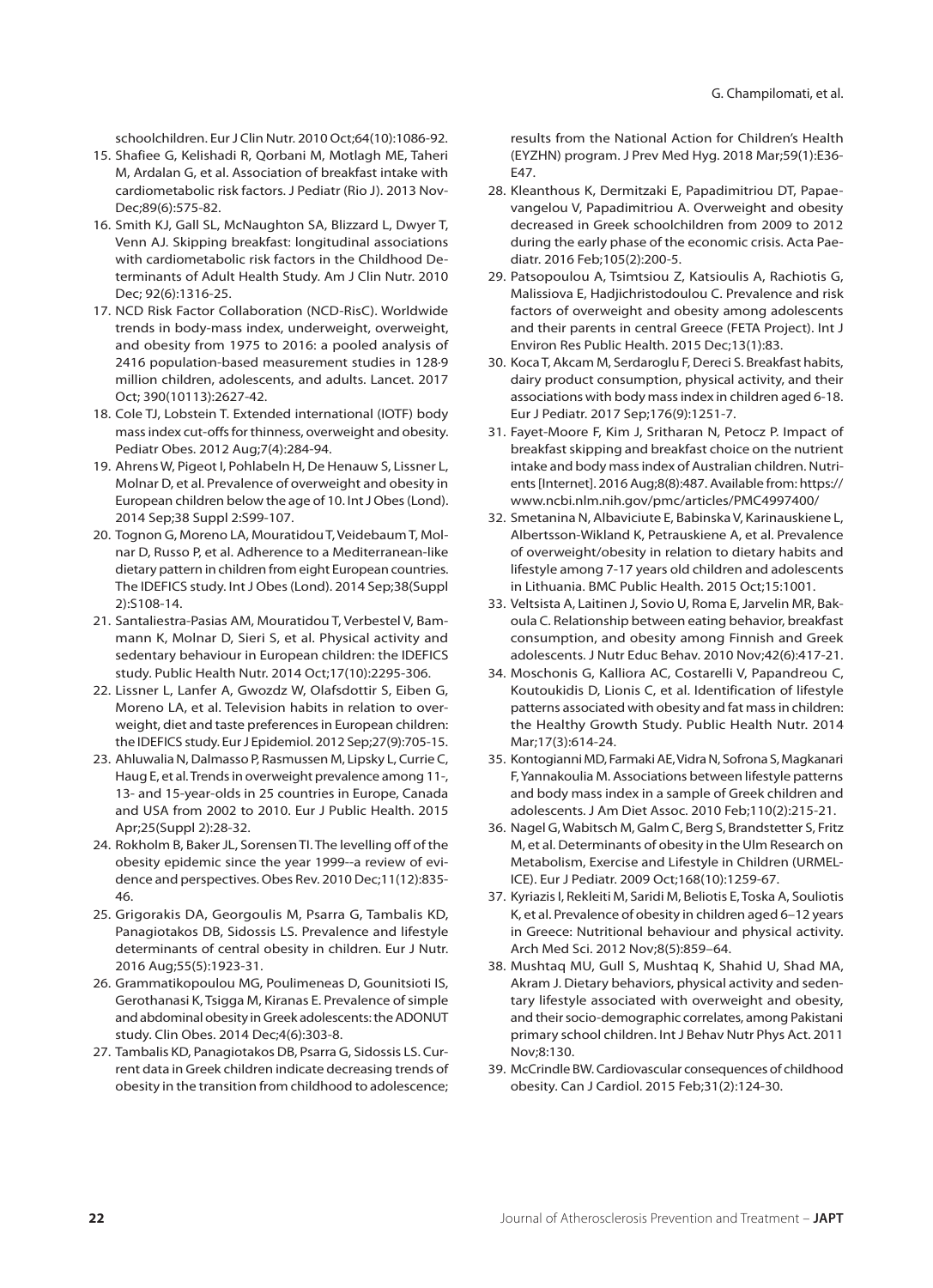schoolchildren. Eur J Clin Nutr. 2010 Oct;64(10):1086-92.

15. Shafiee G, Kelishadi R, Qorbani M, Motlagh ME, Taheri M, Ardalan G, et al. Association of breakfast intake with cardiometabolic risk factors. J Pediatr (Rio J). 2013 Nov-Dec;89(6):575-82.
16. Smith KJ, Gall SL, McNaughton SA, Blizzard L, Dwyer T, Venn AJ. Skipping breakfast: longitudinal associations with cardiometabolic risk factors in the Childhood Determinants of Adult Health Study. Am J Clin Nutr. 2010 Dec; 92(6):1316-25.
17. NCD Risk Factor Collaboration (NCD-RisC). Worldwide trends in body-mass index, underweight, overweight, and obesity from 1975 to 2016: a pooled analysis of 2416 population-based measurement studies in 128·9 million children, adolescents, and adults. Lancet. 2017 Oct; 390(10113):2627-42.
18. Cole TJ, Lobstein T. Extended international (IOTF) body mass index cut-offs for thinness, overweight and obesity. Pediatr Obes. 2012 Aug;7(4):284-94.
19. Ahrens W, Pigeot I, Pohlabeln H, De Henauw S, Lissner L, Molnar D, et al. Prevalence of overweight and obesity in European children below the age of 10. Int J Obes (Lond). 2014 Sep;38 Suppl 2:S99-107.
20. Tognon G, Moreno LA, Mouratidou T, Veidebaum T, Molnar D, Russo P, et al. Adherence to a Mediterranean-like dietary pattern in children from eight European countries. The IDEFICS study. Int J Obes (Lond). 2014 Sep;38(Suppl 2):S108-14.
21. Santaliestra-Pasias AM, Mouratidou T, Verbestel V, Bammann K, Molnar D, Sieri S, et al. Physical activity and sedentary behaviour in European children: the IDEFICS study. Public Health Nutr. 2014 Oct;17(10):2295-306.
22. Lissner L, Lanfer A, Gwozdz W, Olafsdottir S, Eiben G, Moreno LA, et al. Television habits in relation to overweight, diet and taste preferences in European children: the IDEFICS study. Eur J Epidemiol. 2012 Sep;27(9):705-15.
23. Ahluwalia N, Dalmasso P, Rasmussen M, Lipsky L, Currie C, Haug E, et al. Trends in overweight prevalence among 11-, 13- and 15-year-olds in 25 countries in Europe, Canada and USA from 2002 to 2010. Eur J Public Health. 2015 Apr;25(Suppl 2):28-32.
24. Rokholm B, Baker JL, Sorensen TI. The levelling off of the obesity epidemic since the year 1999--a review of evidence and perspectives. Obes Rev. 2010 Dec;11(12):835-46.
25. Grigorakis DA, Georgoulis M, Psarra G, Tambalis KD, Panagiotakos DB, Sidossis LS. Prevalence and lifestyle determinants of central obesity in children. Eur J Nutr. 2016 Aug;55(5):1923-31.
26. Grammatikopoulou MG, Poulimeneas D, Gounitsioti IS, Gerothanasi K, Tsigga M, Kiranas E. Prevalence of simple and abdominal obesity in Greek adolescents: the ADONUT study. Clin Obes. 2014 Dec;4(6):303-8.
27. Tambalis KD, Panagiotakos DB, Psarra G, Sidossis LS. Current data in Greek children indicate decreasing trends of obesity in the transition from childhood to adolescence; results from the National Action for Children's Health (EYZHN) program. J Prev Med Hyg. 2018 Mar;59(1):E36-E47.
28. Kleanthous K, Dermitzaki E, Papadimitriou DT, Papaevangelou V, Papadimitriou A. Overweight and obesity decreased in Greek schoolchildren from 2009 to 2012 during the early phase of the economic crisis. Acta Paediatr. 2016 Feb;105(2):200-5.
29. Patsopoulou A, Tsimtsiou Z, Katsioulis A, Rachiotis G, Malissiova E, Hadjichristodoulou C. Prevalence and risk factors of overweight and obesity among adolescents and their parents in central Greece (FETA Project). Int J Environ Res Public Health. 2015 Dec;13(1):83.
30. Koca T, Akcam M, Serdaroglu F, Dereci S. Breakfast habits, dairy product consumption, physical activity, and their associations with body mass index in children aged 6-18. Eur J Pediatr. 2017 Sep;176(9):1251-7.
31. Fayet-Moore F, Kim J, Sritharan N, Petocz P. Impact of breakfast skipping and breakfast choice on the nutrient intake and body mass index of Australian children. Nutrients [Internet]. 2016 Aug;8(8):487. Available from: https://www.ncbi.nlm.nih.gov/pmc/articles/PMC4997400/
32. Smetanina N, Albaviciute E, Babinska V, Karinauskiene L, Albertsson-Wikland K, Petrauskiene A, et al. Prevalence of overweight/obesity in relation to dietary habits and lifestyle among 7-17 years old children and adolescents in Lithuania. BMC Public Health. 2015 Oct;15:1001.
33. Veltsista A, Laitinen J, Sovio U, Roma E, Jarvelin MR, Bakoula C. Relationship between eating behavior, breakfast consumption, and obesity among Finnish and Greek adolescents. J Nutr Educ Behav. 2010 Nov;42(6):417-21.
34. Moschonis G, Kalliora AC, Costarelli V, Papandreou C, Koutoukidis D, Lionis C, et al. Identification of lifestyle patterns associated with obesity and fat mass in children: the Healthy Growth Study. Public Health Nutr. 2014 Mar;17(3):614-24.
35. Kontogianni MD, Farmaki AE, Vidra N, Sofrona S, Magkanari F, Yannakoulia M. Associations between lifestyle patterns and body mass index in a sample of Greek children and adolescents. J Am Diet Assoc. 2010 Feb;110(2):215-21.
36. Nagel G, Wabitsch M, Galm C, Berg S, Brandstetter S, Fritz M, et al. Determinants of obesity in the Ulm Research on Metabolism, Exercise and Lifestyle in Children (URMEL-ICE). Eur J Pediatr. 2009 Oct;168(10):1259-67.
37. Kyriazis I, Rekleiti M, Saridi M, Beliotis E, Toska A, Souliotis K, et al. Prevalence of obesity in children aged 6–12 years in Greece: Nutritional behaviour and physical activity. Arch Med Sci. 2012 Nov;8(5):859–64.
38. Mushtaq MU, Gull S, Mushtaq K, Shahid U, Shad MA, Akram J. Dietary behaviors, physical activity and sedentary lifestyle associated with overweight and obesity, and their socio-demographic correlates, among Pakistani primary school children. Int J Behav Nutr Phys Act. 2011 Nov;8:130.
39. McCrindle BW. Cardiovascular consequences of childhood obesity. Can J Cardiol. 2015 Feb;31(2):124-30.